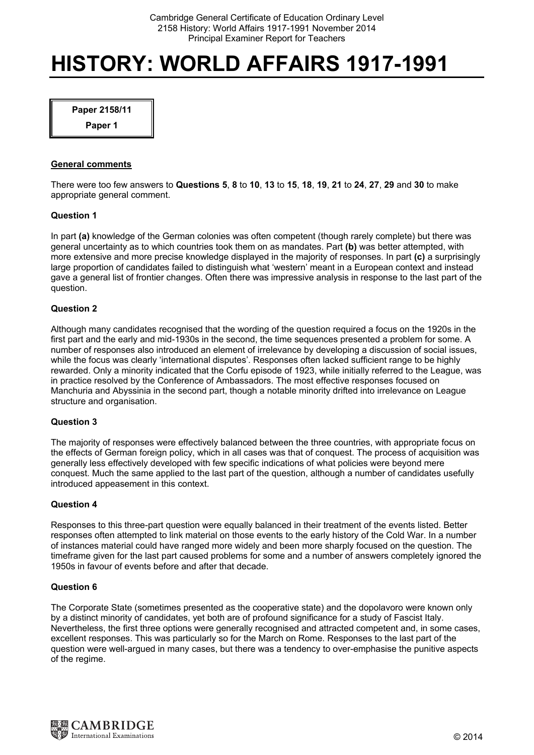# HISTORY: WORLD AFFAIRS 1917-1991

**Paper 2158/11**

**Paper 1**

## General comments

There were too few answers to **Questions 5**, **8** to **10**, **13** to **15**, **18**, **19**, **21** to **24**, **27**, **29** and **30** to make appropriate general comment.

### Question 1

In part **(a)** knowledge of the German colonies was often competent (though rarely complete) but there was general uncertainty as to which countries took them on as mandates. Part **(b)** was better attempted, with more extensive and more precise knowledge displayed in the majority of responses. In part **(c)** a surprisingly large proportion of candidates failed to distinguish what 'western' meant in a European context and instead gave a general list of frontier changes. Often there was impressive analysis in response to the last part of the question.

### Question 2

Although many candidates recognised that the wording of the question required a focus on the 1920s in the first part and the early and mid-1930s in the second, the time sequences presented a problem for some. A number of responses also introduced an element of irrelevance by developing a discussion of social issues, while the focus was clearly 'international disputes'. Responses often lacked sufficient range to be highly rewarded. Only a minority indicated that the Corfu episode of 1923, while initially referred to the League, was in practice resolved by the Conference of Ambassadors. The most effective responses focused on Manchuria and Abyssinia in the second part, though a notable minority drifted into irrelevance on League structure and organisation.

### Question 3

The majority of responses were effectively balanced between the three countries, with appropriate focus on the effects of German foreign policy, which in all cases was that of conquest. The process of acquisition was generally less effectively developed with few specific indications of what policies were beyond mere conquest. Much the same applied to the last part of the question, although a number of candidates usefully introduced appeasement in this context.

### Question 4

Responses to this three-part question were equally balanced in their treatment of the events listed. Better responses often attempted to link material on those events to the early history of the Cold War. In a number of instances material could have ranged more widely and been more sharply focused on the question. The timeframe given for the last part caused problems for some and a number of answers completely ignored the 1950s in favour of events before and after that decade.

### Question 6

The Corporate State (sometimes presented as the cooperative state) and the dopolavoro were known only by a distinct minority of candidates, yet both are of profound significance for a study of Fascist Italy. Nevertheless, the first three options were generally recognised and attracted competent and, in some cases, excellent responses. This was particularly so for the March on Rome. Responses to the last part of the question were well-argued in many cases, but there was a tendency to over-emphasise the punitive aspects of the regime.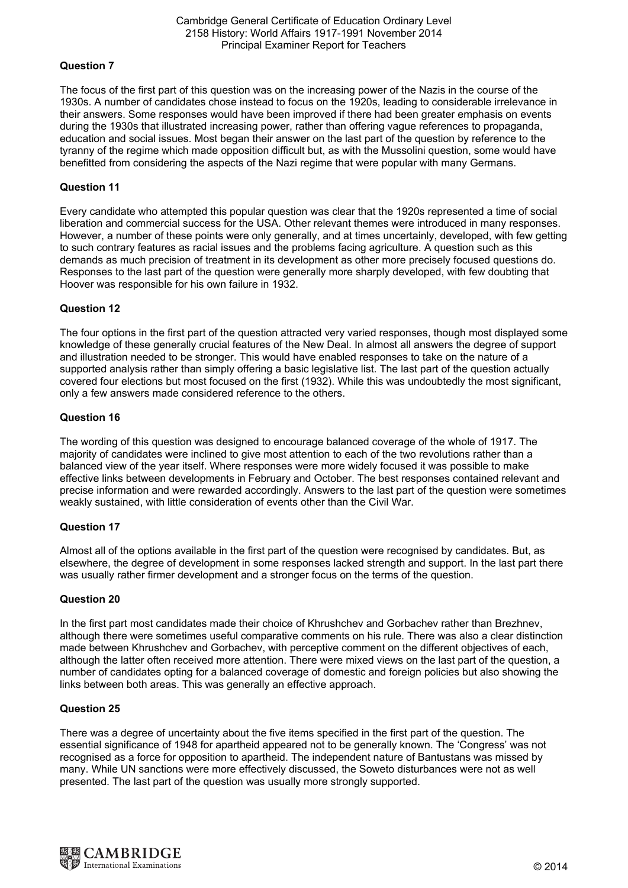### Question 7

The focus of the first part of this question was on the increasing power of the Nazis in the course of the 1930s. A number of candidates chose instead to focus on the 1920s, leading to considerable irrelevance in their answers. Some responses would have been improved if there had been greater emphasis on events during the 1930s that illustrated increasing power, rather than offering vague references to propaganda, education and social issues. Most began their answer on the last part of the question by reference to the tyranny of the regime which made opposition difficult but, as with the Mussolini question, some would have benefitted from considering the aspects of the Nazi regime that were popular with many Germans.

### Question 11

Every candidate who attempted this popular question was clear that the 1920s represented a time of social liberation and commercial success for the USA. Other relevant themes were introduced in many responses. However, a number of these points were only generally, and at times uncertainly, developed, with few getting to such contrary features as racial issues and the problems facing agriculture. A question such as this demands as much precision of treatment in its development as other more precisely focused questions do. Responses to the last part of the question were generally more sharply developed, with few doubting that Hoover was responsible for his own failure in 1932.

### Question 12

The four options in the first part of the question attracted very varied responses, though most displayed some knowledge of these generally crucial features of the New Deal. In almost all answers the degree of support and illustration needed to be stronger. This would have enabled responses to take on the nature of a supported analysis rather than simply offering a basic legislative list. The last part of the question actually covered four elections but most focused on the first (1932). While this was undoubtedly the most significant, only a few answers made considered reference to the others.

### Question 16

The wording of this question was designed to encourage balanced coverage of the whole of 1917. The majority of candidates were inclined to give most attention to each of the two revolutions rather than a balanced view of the year itself. Where responses were more widely focused it was possible to make effective links between developments in February and October. The best responses contained relevant and precise information and were rewarded accordingly. Answers to the last part of the question were sometimes weakly sustained, with little consideration of events other than the Civil War.

### Question 17

Almost all of the options available in the first part of the question were recognised by candidates. But, as elsewhere, the degree of development in some responses lacked strength and support. In the last part there was usually rather firmer development and a stronger focus on the terms of the question.

### Question 20

In the first part most candidates made their choice of Khrushchev and Gorbachev rather than Brezhnev, although there were sometimes useful comparative comments on his rule. There was also a clear distinction made between Khrushchev and Gorbachev, with perceptive comment on the different objectives of each, although the latter often received more attention. There were mixed views on the last part of the question, a number of candidates opting for a balanced coverage of domestic and foreign policies but also showing the links between both areas. This was generally an effective approach.

### Question 25

There was a degree of uncertainty about the five items specified in the first part of the question. The essential significance of 1948 for apartheid appeared not to be generally known. The 'Congress' was not recognised as a force for opposition to apartheid. The independent nature of Bantustans was missed by many. While UN sanctions were more effectively discussed, the Soweto disturbances were not as well presented. The last part of the question was usually more strongly supported.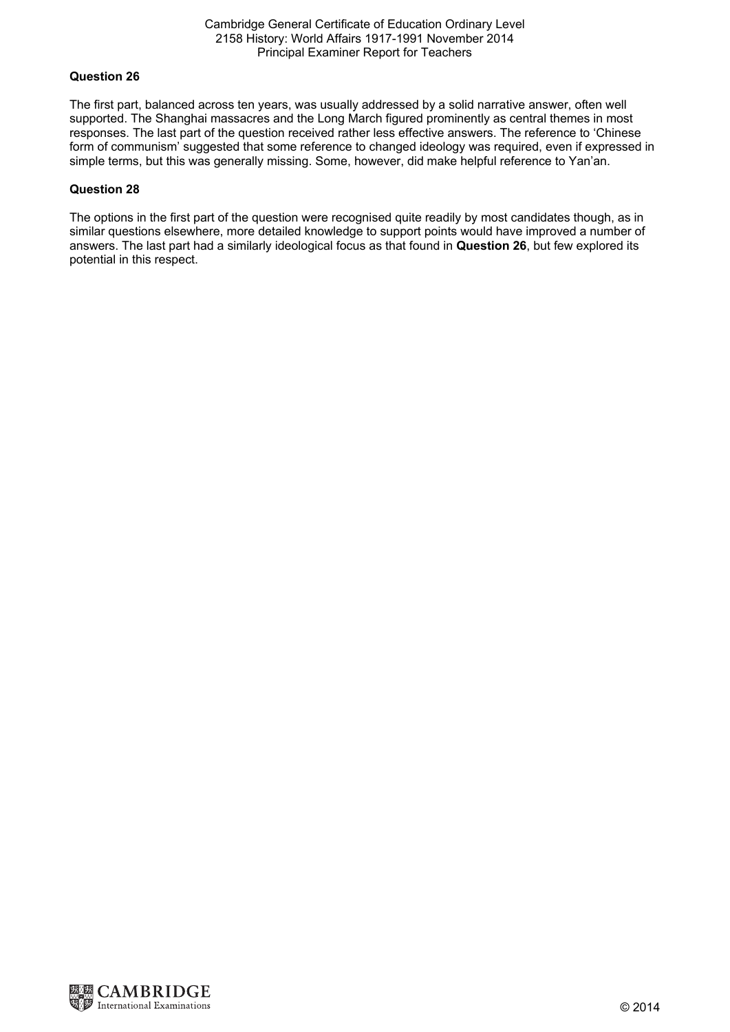### Question 26

The first part, balanced across ten years, was usually addressed by a solid narrative answer, often well supported. The Shanghai massacres and the Long March figured prominently as central themes in most responses. The last part of the question received rather less effective answers. The reference to 'Chinese form of communism' suggested that some reference to changed ideology was required, even if expressed in simple terms, but this was generally missing. Some, however, did make helpful reference to Yan'an.

### Question 28

The options in the first part of the question were recognised quite readily by most candidates though, as in similar questions elsewhere, more detailed knowledge to support points would have improved a number of answers. The last part had a similarly ideological focus as that found in **Question 26**, but few explored its potential in this respect.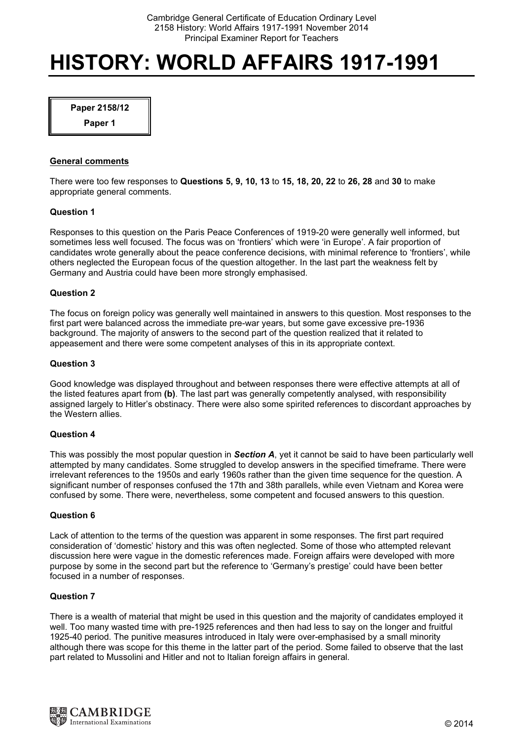# HISTORY: WORLD AFFAIRS 1917-1991

**Paper 2158/12**

**Paper 1**

## General comments

There were too few responses to **Questions 5, 9, 10, 13** to **15, 18, 20, 22** to **26, 28** and **30** to make appropriate general comments.

### Question 1

Responses to this question on the Paris Peace Conferences of 1919-20 were generally well informed, but sometimes less well focused. The focus was on 'frontiers' which were 'in Europe'. A fair proportion of candidates wrote generally about the peace conference decisions, with minimal reference to 'frontiers', while others neglected the European focus of the question altogether. In the last part the weakness felt by Germany and Austria could have been more strongly emphasised.

### Question 2

The focus on foreign policy was generally well maintained in answers to this question. Most responses to the first part were balanced across the immediate pre-war years, but some gave excessive pre-1936 background. The majority of answers to the second part of the question realized that it related to appeasement and there were some competent analyses of this in its appropriate context.

### Question 3

Good knowledge was displayed throughout and between responses there were effective attempts at all of the listed features apart from **(b)**. The last part was generally competently analysed, with responsibility assigned largely to Hitler's obstinacy. There were also some spirited references to discordant approaches by the Western allies.

### Question 4

This was possibly the most popular question in ***Section A***, yet it cannot be said to have been particularly well attempted by many candidates. Some struggled to develop answers in the specified timeframe. There were irrelevant references to the 1950s and early 1960s rather than the given time sequence for the question. A significant number of responses confused the 17th and 38th parallels, while even Vietnam and Korea were confused by some. There were, nevertheless, some competent and focused answers to this question.

### Question 6

Lack of attention to the terms of the question was apparent in some responses. The first part required consideration of 'domestic' history and this was often neglected. Some of those who attempted relevant discussion here were vague in the domestic references made. Foreign affairs were developed with more purpose by some in the second part but the reference to 'Germany's prestige' could have been better focused in a number of responses.

### Question 7

There is a wealth of material that might be used in this question and the majority of candidates employed it well. Too many wasted time with pre-1925 references and then had less to say on the longer and fruitful 1925-40 period. The punitive measures introduced in Italy were over-emphasised by a small minority although there was scope for this theme in the latter part of the period. Some failed to observe that the last part related to Mussolini and Hitler and not to Italian foreign affairs in general.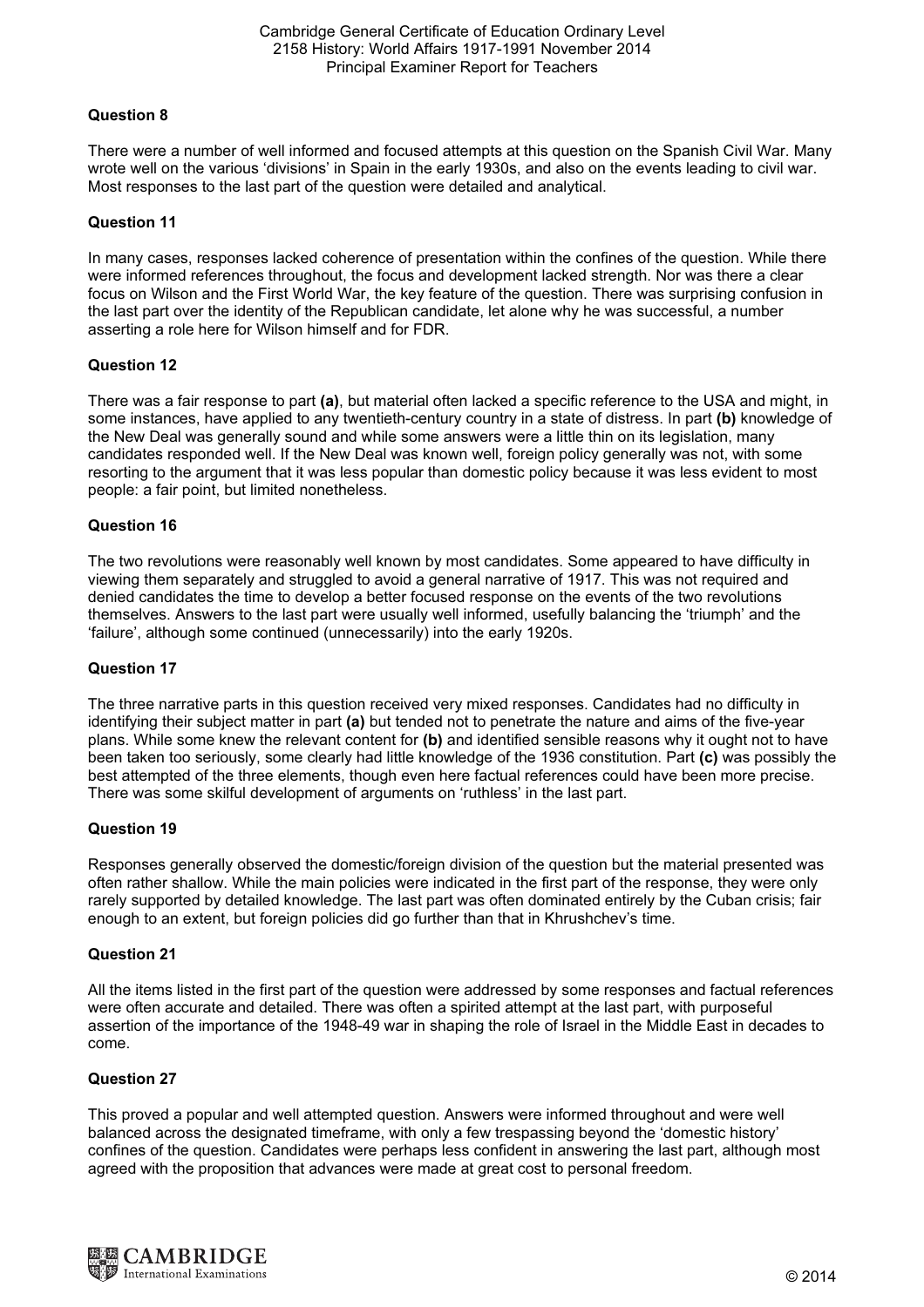### Question 8

There were a number of well informed and focused attempts at this question on the Spanish Civil War. Many wrote well on the various 'divisions' in Spain in the early 1930s, and also on the events leading to civil war. Most responses to the last part of the question were detailed and analytical.

### Question 11

In many cases, responses lacked coherence of presentation within the confines of the question. While there were informed references throughout, the focus and development lacked strength. Nor was there a clear focus on Wilson and the First World War, the key feature of the question. There was surprising confusion in the last part over the identity of the Republican candidate, let alone why he was successful, a number asserting a role here for Wilson himself and for FDR.

### Question 12

There was a fair response to part **(a)**, but material often lacked a specific reference to the USA and might, in some instances, have applied to any twentieth-century country in a state of distress. In part **(b)** knowledge of the New Deal was generally sound and while some answers were a little thin on its legislation, many candidates responded well. If the New Deal was known well, foreign policy generally was not, with some resorting to the argument that it was less popular than domestic policy because it was less evident to most people: a fair point, but limited nonetheless.

### Question 16

The two revolutions were reasonably well known by most candidates. Some appeared to have difficulty in viewing them separately and struggled to avoid a general narrative of 1917. This was not required and denied candidates the time to develop a better focused response on the events of the two revolutions themselves. Answers to the last part were usually well informed, usefully balancing the 'triumph' and the 'failure', although some continued (unnecessarily) into the early 1920s.

### Question 17

The three narrative parts in this question received very mixed responses. Candidates had no difficulty in identifying their subject matter in part **(a)** but tended not to penetrate the nature and aims of the five-year plans. While some knew the relevant content for **(b)** and identified sensible reasons why it ought not to have been taken too seriously, some clearly had little knowledge of the 1936 constitution. Part **(c)** was possibly the best attempted of the three elements, though even here factual references could have been more precise. There was some skilful development of arguments on 'ruthless' in the last part.

### Question 19

Responses generally observed the domestic/foreign division of the question but the material presented was often rather shallow. While the main policies were indicated in the first part of the response, they were only rarely supported by detailed knowledge. The last part was often dominated entirely by the Cuban crisis; fair enough to an extent, but foreign policies did go further than that in Khrushchev's time.

### Question 21

All the items listed in the first part of the question were addressed by some responses and factual references were often accurate and detailed. There was often a spirited attempt at the last part, with purposeful assertion of the importance of the 1948-49 war in shaping the role of Israel in the Middle East in decades to come.

### Question 27

This proved a popular and well attempted question. Answers were informed throughout and were well balanced across the designated timeframe, with only a few trespassing beyond the 'domestic history' confines of the question. Candidates were perhaps less confident in answering the last part, although most agreed with the proposition that advances were made at great cost to personal freedom.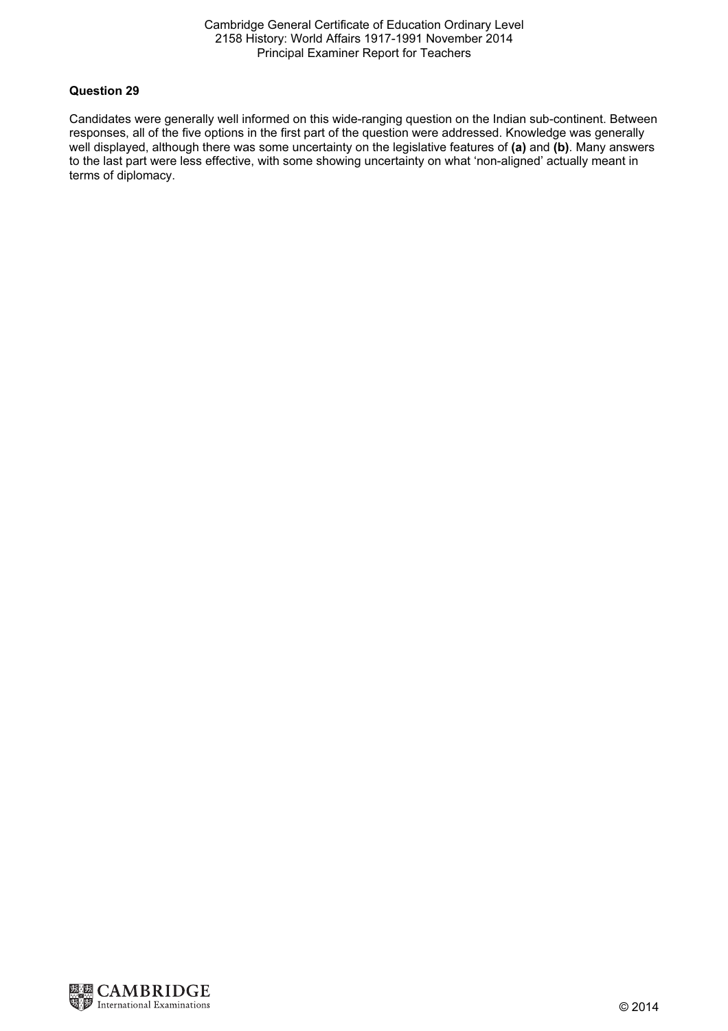**Question 29**

Candidates were generally well informed on this wide-ranging question on the Indian sub-continent. Between responses, all of the five options in the first part of the question were addressed. Knowledge was generally well displayed, although there was some uncertainty on the legislative features of **(a)** and **(b)**. Many answers to the last part were less effective, with some showing uncertainty on what 'non-aligned' actually meant in terms of diplomacy.